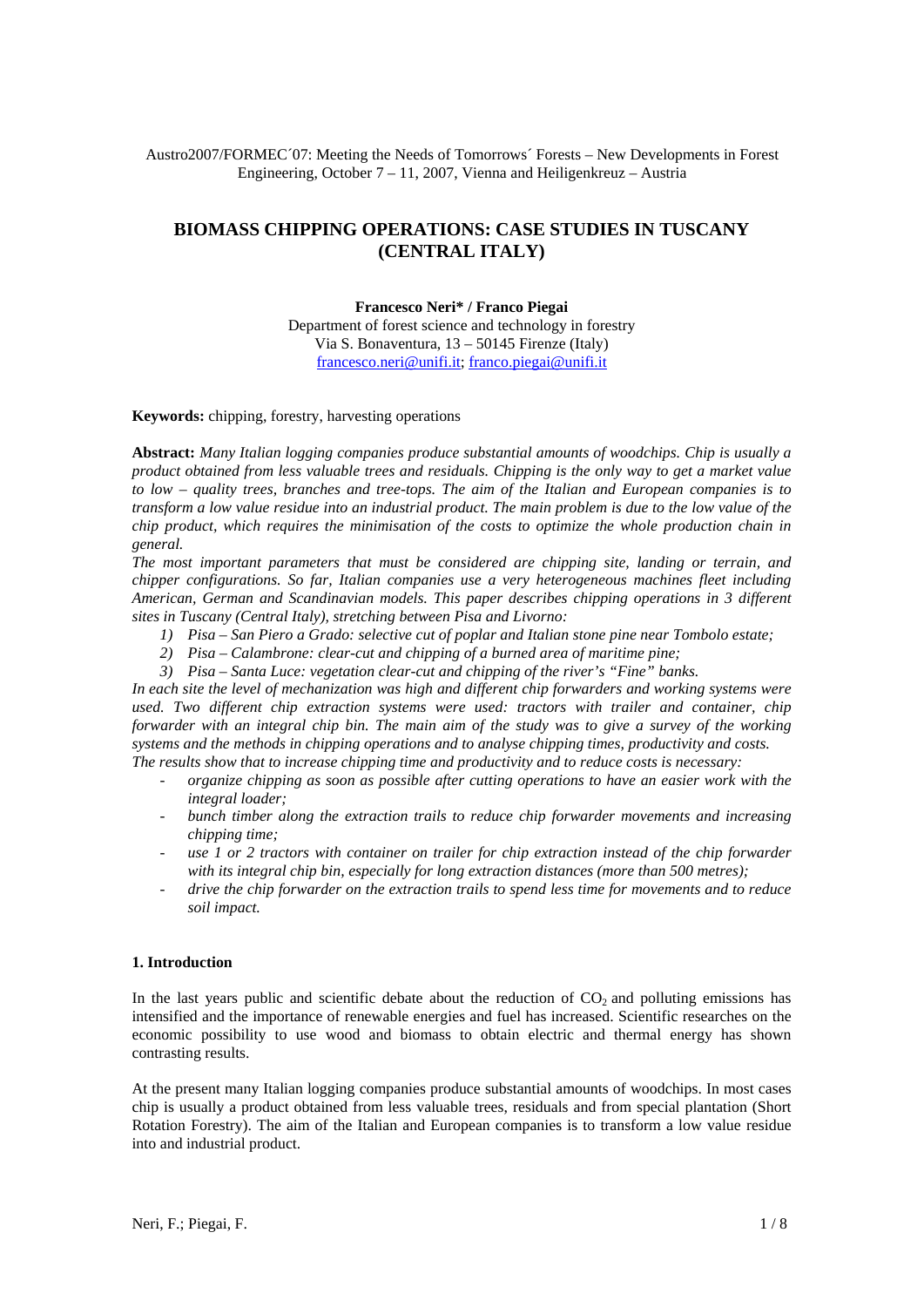Austro2007/FORMEC´07: Meeting the Needs of Tomorrows´ Forests – New Developments in Forest Engineering, October 7 – 11, 2007, Vienna and Heiligenkreuz – Austria

# BIOMASS CHIPPING OPERATIONS: CASE STUDIES IN TUSCANY (CENTRAL ITALY)

**Francesco Neri\* / Franco Piegai**
Department of forest science and technology in forestry
Via S. Bonaventura, 13 – 50145 Firenze (Italy)
francesco.neri@unifi.it; franco.piegai@unifi.it

**Keywords:** chipping, forestry, harvesting operations

**Abstract:** *Many Italian logging companies produce substantial amounts of woodchips. Chip is usually a product obtained from less valuable trees and residuals. Chipping is the only way to get a market value to low – quality trees, branches and tree-tops. The aim of the Italian and European companies is to transform a low value residue into an industrial product. The main problem is due to the low value of the chip product, which requires the minimisation of the costs to optimize the whole production chain in general.*

*The most important parameters that must be considered are chipping site, landing or terrain, and chipper configurations. So far, Italian companies use a very heterogeneous machines fleet including American, German and Scandinavian models. This paper describes chipping operations in 3 different sites in Tuscany (Central Italy), stretching between Pisa and Livorno:*

1) *Pisa – San Piero a Grado: selective cut of poplar and Italian stone pine near Tombolo estate;*
2) *Pisa – Calambrone: clear-cut and chipping of a burned area of maritime pine;*
3) *Pisa – Santa Luce: vegetation clear-cut and chipping of the river's "Fine" banks.*

*In each site the level of mechanization was high and different chip forwarders and working systems were used. Two different chip extraction systems were used: tractors with trailer and container, chip forwarder with an integral chip bin. The main aim of the study was to give a survey of the working systems and the methods in chipping operations and to analyse chipping times, productivity and costs.*
*The results show that to increase chipping time and productivity and to reduce costs is necessary:*

- *organize chipping as soon as possible after cutting operations to have an easier work with the integral loader;*
- *bunch timber along the extraction trails to reduce chip forwarder movements and increasing chipping time;*
- *use 1 or 2 tractors with container on trailer for chip extraction instead of the chip forwarder with its integral chip bin, especially for long extraction distances (more than 500 metres);*
- *drive the chip forwarder on the extraction trails to spend less time for movements and to reduce soil impact.*

## 1. Introduction

In the last years public and scientific debate about the reduction of $CO_2$ and polluting emissions has intensified and the importance of renewable energies and fuel has increased. Scientific researches on the economic possibility to use wood and biomass to obtain electric and thermal energy has shown contrasting results.

At the present many Italian logging companies produce substantial amounts of woodchips. In most cases chip is usually a product obtained from less valuable trees, residuals and from special plantation (Short Rotation Forestry). The aim of the Italian and European companies is to transform a low value residue into and industrial product.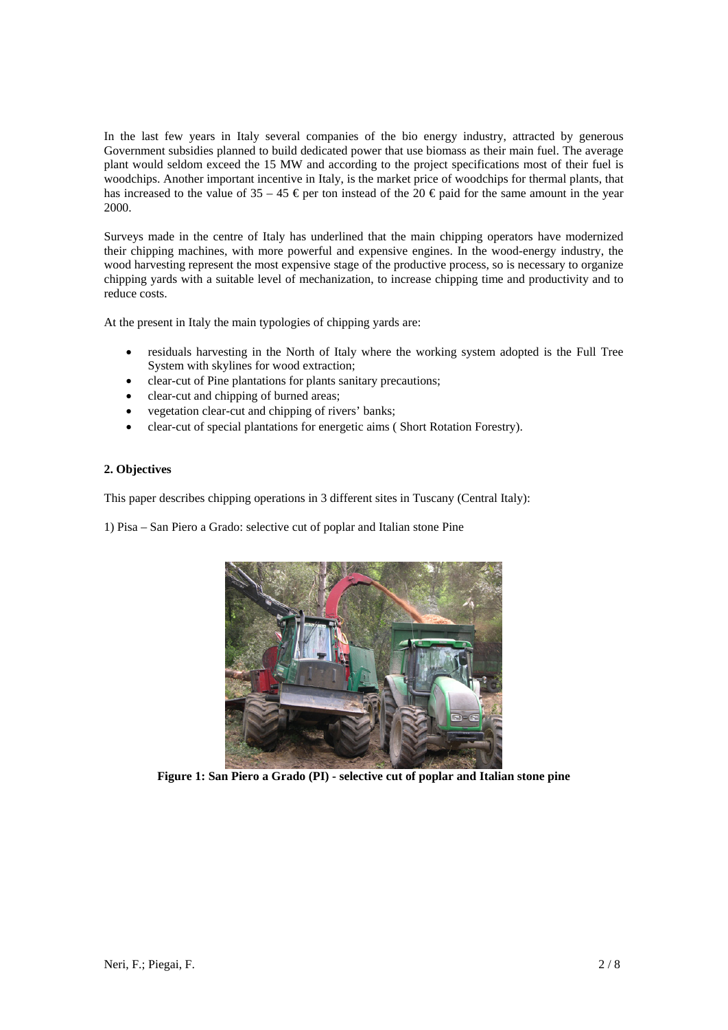In the last few years in Italy several companies of the bio energy industry, attracted by generous Government subsidies planned to build dedicated power that use biomass as their main fuel. The average plant would seldom exceed the 15 MW and according to the project specifications most of their fuel is woodchips. Another important incentive in Italy, is the market price of woodchips for thermal plants, that has increased to the value of 35 – 45 € per ton instead of the 20 € paid for the same amount in the year 2000.

Surveys made in the centre of Italy has underlined that the main chipping operators have modernized their chipping machines, with more powerful and expensive engines. In the wood-energy industry, the wood harvesting represent the most expensive stage of the productive process, so is necessary to organize chipping yards with a suitable level of mechanization, to increase chipping time and productivity and to reduce costs.

At the present in Italy the main typologies of chipping yards are:

- residuals harvesting in the North of Italy where the working system adopted is the Full Tree System with skylines for wood extraction;
- clear-cut of Pine plantations for plants sanitary precautions;
- clear-cut and chipping of burned areas;
- vegetation clear-cut and chipping of rivers' banks;
- clear-cut of special plantations for energetic aims ( Short Rotation Forestry).

## 2. Objectives

This paper describes chipping operations in 3 different sites in Tuscany (Central Italy):

1) Pisa – San Piero a Grado: selective cut of poplar and Italian stone Pine

**Figure 1: San Piero a Grado (PI) - selective cut of poplar and Italian stone pine**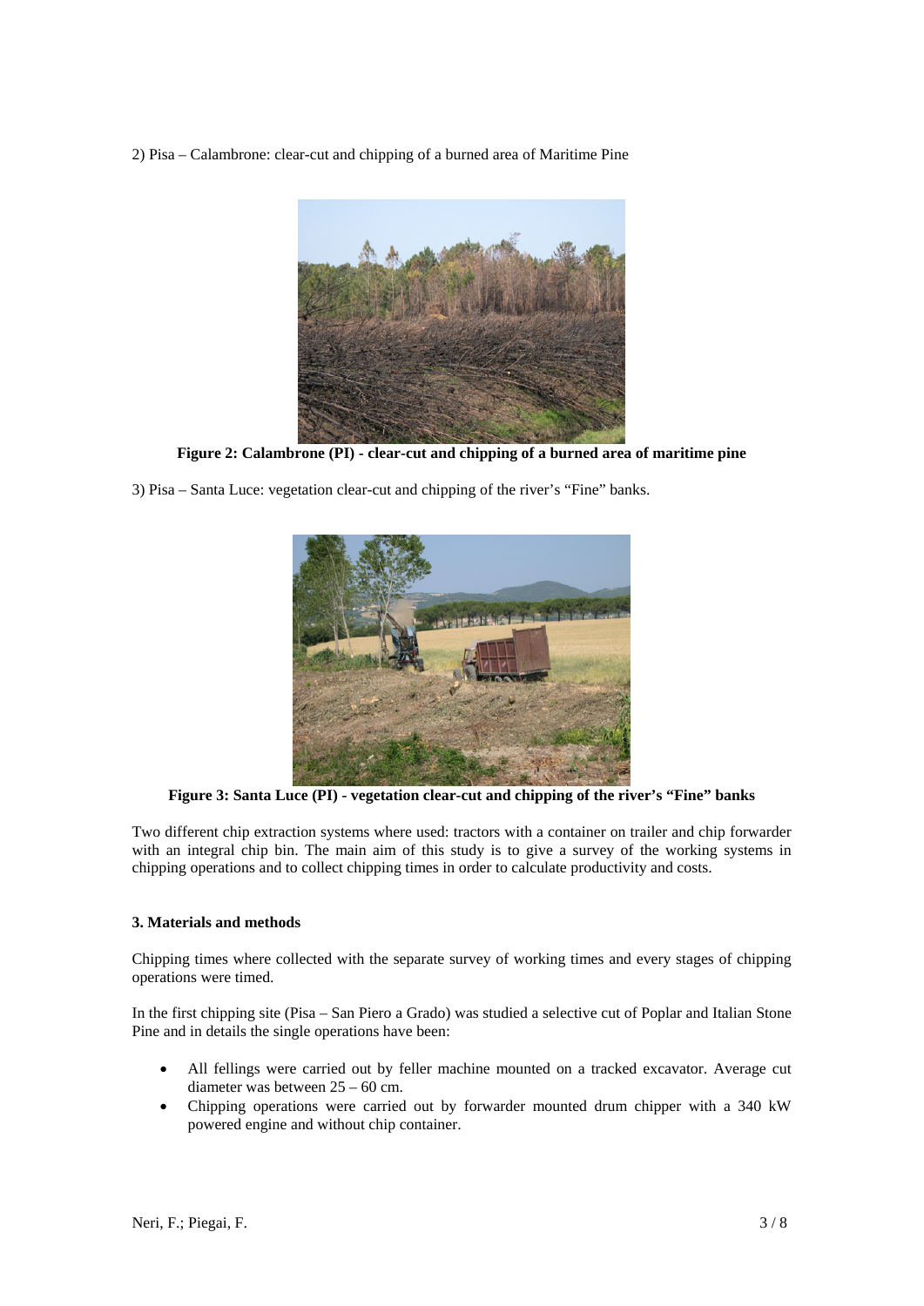2) Pisa – Calambrone: clear-cut and chipping of a burned area of Maritime Pine

**Figure 2: Calambrone (PI) - clear-cut and chipping of a burned area of maritime pine**

3) Pisa – Santa Luce: vegetation clear-cut and chipping of the river's "Fine" banks.

**Figure 3: Santa Luce (PI) - vegetation clear-cut and chipping of the river's "Fine" banks**

Two different chip extraction systems where used: tractors with a container on trailer and chip forwarder with an integral chip bin. The main aim of this study is to give a survey of the working systems in chipping operations and to collect chipping times in order to calculate productivity and costs.

### 3. Materials and methods

Chipping times where collected with the separate survey of working times and every stages of chipping operations were timed.

In the first chipping site (Pisa – San Piero a Grado) was studied a selective cut of Poplar and Italian Stone Pine and in details the single operations have been:

- All fellings were carried out by feller machine mounted on a tracked excavator. Average cut diameter was between 25 – 60 cm.
- Chipping operations were carried out by forwarder mounted drum chipper with a 340 kW powered engine and without chip container.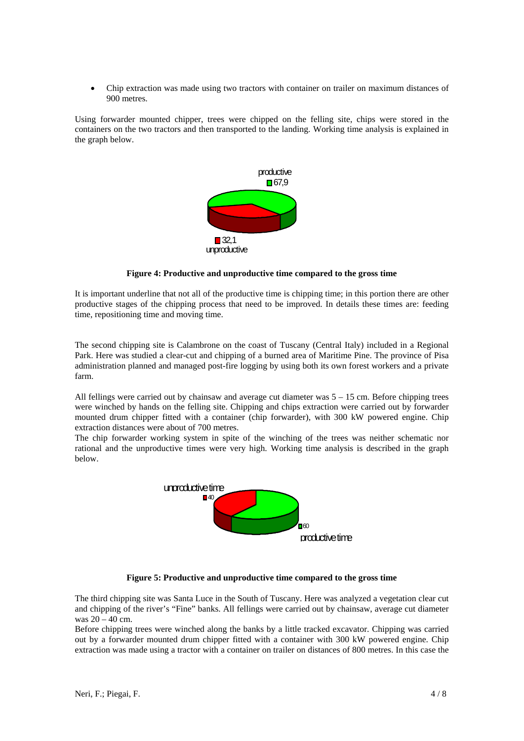- Chip extraction was made using two tractors with container on trailer on maximum distances of 900 metres.

Using forwarder mounted chipper, trees were chipped on the felling site, chips were stored in the containers on the two tractors and then transported to the landing. Working time analysis is explained in the graph below.

**Figure 4: Productive and unproductive time compared to the gross time**

It is important underline that not all of the productive time is chipping time; in this portion there are other productive stages of the chipping process that need to be improved. In details these times are: feeding time, repositioning time and moving time.

The second chipping site is Calambrone on the coast of Tuscany (Central Italy) included in a Regional Park. Here was studied a clear-cut and chipping of a burned area of Maritime Pine. The province of Pisa administration planned and managed post-fire logging by using both its own forest workers and a private farm.

All fellings were carried out by chainsaw and average cut diameter was 5 – 15 cm. Before chipping trees were winched by hands on the felling site. Chipping and chips extraction were carried out by forwarder mounted drum chipper fitted with a container (chip forwarder), with 300 kW powered engine. Chip extraction distances were about of 700 metres.
The chip forwarder working system in spite of the winching of the trees was neither schematic nor rational and the unproductive times were very high. Working time analysis is described in the graph below.

**Figure 5: Productive and unproductive time compared to the gross time**

The third chipping site was Santa Luce in the South of Tuscany. Here was analyzed a vegetation clear cut and chipping of the river's "Fine" banks. All fellings were carried out by chainsaw, average cut diameter was 20 – 40 cm.
Before chipping trees were winched along the banks by a little tracked excavator. Chipping was carried out by a forwarder mounted drum chipper fitted with a container with 300 kW powered engine. Chip extraction was made using a tractor with a container on trailer on distances of 800 metres. In this case the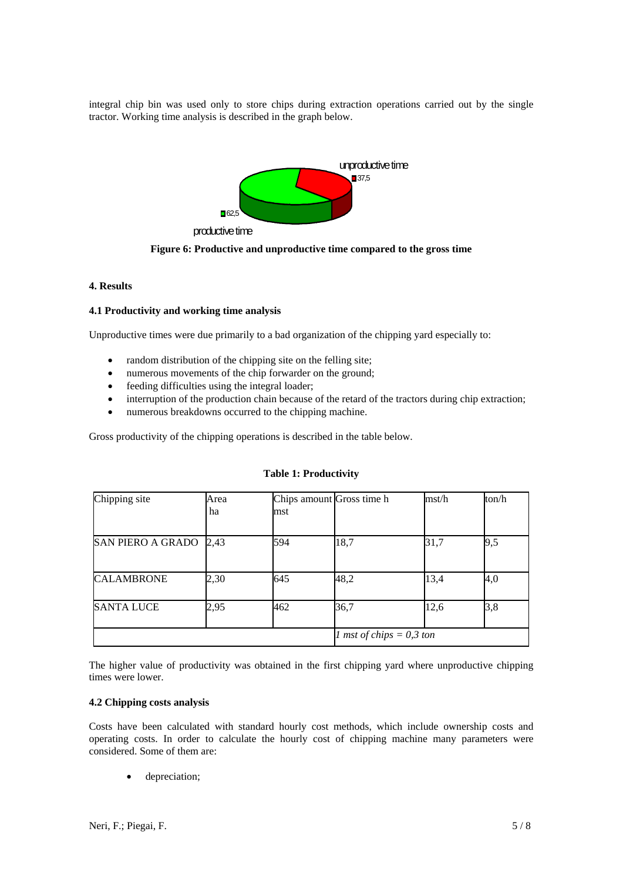integral chip bin was used only to store chips during extraction operations carried out by the single tractor. Working time analysis is described in the graph below.

**Figure 6: Productive and unproductive time compared to the gross time**

## 4. Results

### 4.1 Productivity and working time analysis

Unproductive times were due primarily to a bad organization of the chipping yard especially to:

- random distribution of the chipping site on the felling site;
- numerous movements of the chip forwarder on the ground;
- feeding difficulties using the integral loader;
- interruption of the production chain because of the retard of the tractors during chip extraction;
- numerous breakdowns occurred to the chipping machine.

Gross productivity of the chipping operations is described in the table below.

**Table 1: Productivity**

| Chipping site | Area ha | Chips amount mst | Gross time h | mst/h | ton/h |
|---|---|---|---|---|---|
| SAN PIERO A GRADO | 2,43 | 594 | 18,7 | 31,7 | 9,5 |
| CALAMBRONE | 2,30 | 645 | 48,2 | 13,4 | 4,0 |
| SANTA LUCE | 2,95 | 462 | 36,7 | 12,6 | 3,8 |
| | | | *1 mst of chips = 0,3 ton* | | |

The higher value of productivity was obtained in the first chipping yard where unproductive chipping times were lower.

### 4.2 Chipping costs analysis

Costs have been calculated with standard hourly cost methods, which include ownership costs and operating costs. In order to calculate the hourly cost of chipping machine many parameters were considered. Some of them are:

- depreciation;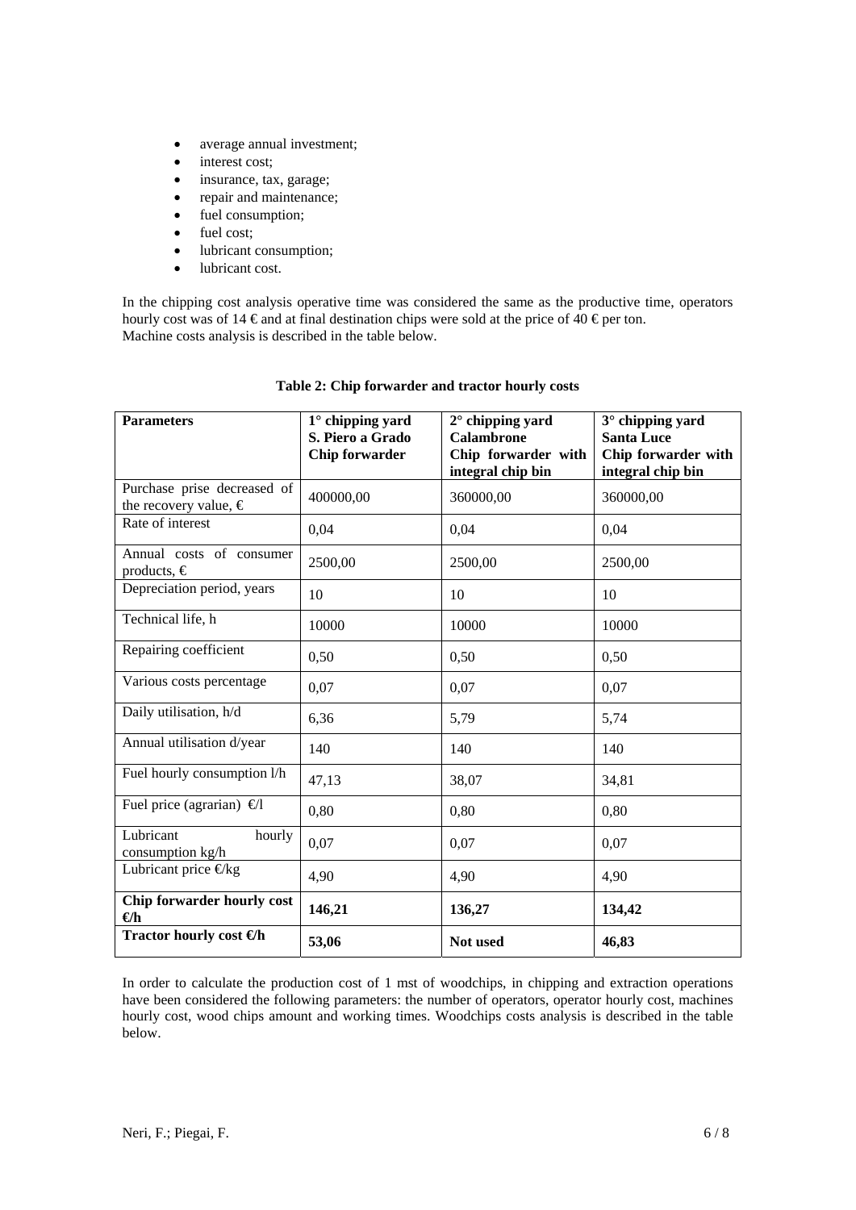- average annual investment;
- interest cost;
- insurance, tax, garage;
- repair and maintenance;
- fuel consumption;
- fuel cost;
- lubricant consumption;
- lubricant cost.

In the chipping cost analysis operative time was considered the same as the productive time, operators hourly cost was of 14 € and at final destination chips were sold at the price of 40 € per ton. Machine costs analysis is described in the table below.

**Table 2: Chip forwarder and tractor hourly costs**

| **Parameters** | **1° chipping yard S. Piero a Grado Chip forwarder** | **2° chipping yard Calambrone Chip forwarder with integral chip bin** | **3° chipping yard Santa Luce Chip forwarder with integral chip bin** |
|---|---|---|---|
| Purchase prise decreased of the recovery value, € | 400000,00 | 360000,00 | 360000,00 |
| Rate of interest | 0,04 | 0,04 | 0,04 |
| Annual costs of consumer products, € | 2500,00 | 2500,00 | 2500,00 |
| Depreciation period, years | 10 | 10 | 10 |
| Technical life, h | 10000 | 10000 | 10000 |
| Repairing coefficient | 0,50 | 0,50 | 0,50 |
| Various costs percentage | 0,07 | 0,07 | 0,07 |
| Daily utilisation, h/d | 6,36 | 5,79 | 5,74 |
| Annual utilisation d/year | 140 | 140 | 140 |
| Fuel hourly consumption l/h | 47,13 | 38,07 | 34,81 |
| Fuel price (agrarian) €/l | 0,80 | 0,80 | 0,80 |
| Lubricant hourly consumption kg/h | 0,07 | 0,07 | 0,07 |
| Lubricant price €/kg | 4,90 | 4,90 | 4,90 |
| **Chip forwarder hourly cost €/h** | **146,21** | **136,27** | **134,42** |
| **Tractor hourly cost €/h** | **53,06** | **Not used** | **46,83** |

In order to calculate the production cost of 1 mst of woodchips, in chipping and extraction operations have been considered the following parameters: the number of operators, operator hourly cost, machines hourly cost, wood chips amount and working times. Woodchips costs analysis is described in the table below.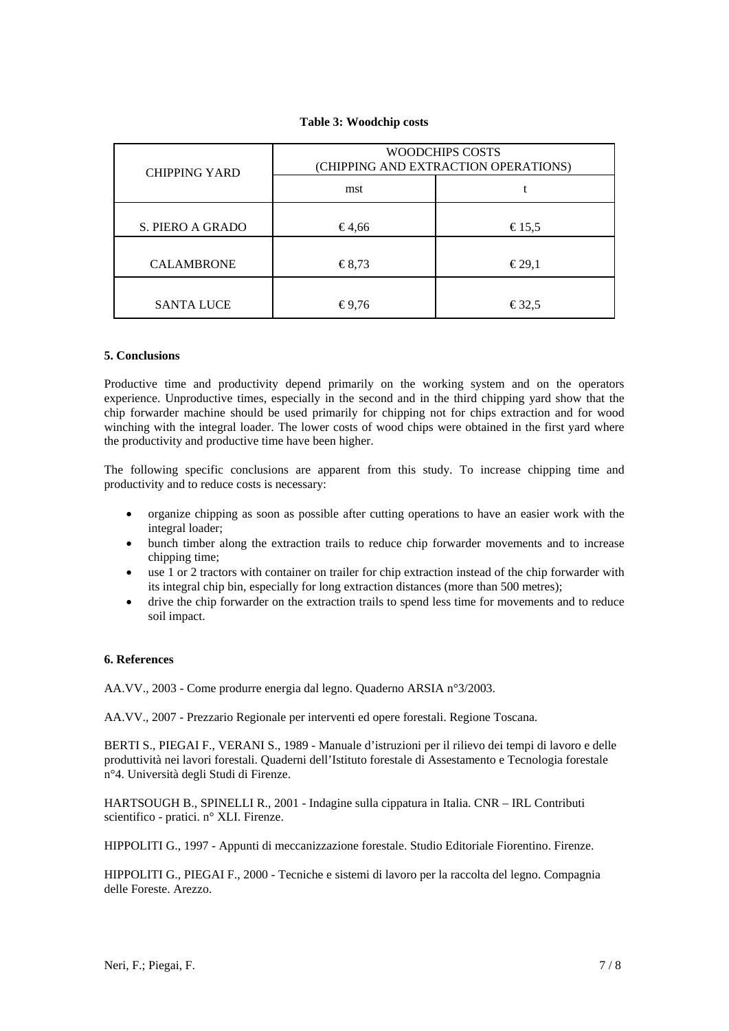**Table 3: Woodchip costs**

| CHIPPING YARD | WOODCHIPS COSTS (CHIPPING AND EXTRACTION OPERATIONS) | |
|---|---|---|
| | mst | t |
| S. PIERO A GRADO | € 4,66 | € 15,5 |
| CALAMBRONE | € 8,73 | € 29,1 |
| SANTA LUCE | € 9,76 | € 32,5 |

## 5. Conclusions

Productive time and productivity depend primarily on the working system and on the operators experience. Unproductive times, especially in the second and in the third chipping yard show that the chip forwarder machine should be used primarily for chipping not for chips extraction and for wood winching with the integral loader. The lower costs of wood chips were obtained in the first yard where the productivity and productive time have been higher.

The following specific conclusions are apparent from this study. To increase chipping time and productivity and to reduce costs is necessary:

- organize chipping as soon as possible after cutting operations to have an easier work with the integral loader;
- bunch timber along the extraction trails to reduce chip forwarder movements and to increase chipping time;
- use 1 or 2 tractors with container on trailer for chip extraction instead of the chip forwarder with its integral chip bin, especially for long extraction distances (more than 500 metres);
- drive the chip forwarder on the extraction trails to spend less time for movements and to reduce soil impact.

## 6. References

AA.VV., 2003 - Come produrre energia dal legno. Quaderno ARSIA n°3/2003.

AA.VV., 2007 - Prezzario Regionale per interventi ed opere forestali. Regione Toscana.

BERTI S., PIEGAI F., VERANI S., 1989 - Manuale d'istruzioni per il rilievo dei tempi di lavoro e delle produttività nei lavori forestali. Quaderni dell'Istituto forestale di Assestamento e Tecnologia forestale n°4. Università degli Studi di Firenze.

HARTSOUGH B., SPINELLI R., 2001 - Indagine sulla cippatura in Italia. CNR – IRL Contributi scientifico - pratici. n° XLI. Firenze.

HIPPOLITI G., 1997 - Appunti di meccanizzazione forestale. Studio Editoriale Fiorentino. Firenze.

HIPPOLITI G., PIEGAI F., 2000 - Tecniche e sistemi di lavoro per la raccolta del legno. Compagnia delle Foreste. Arezzo.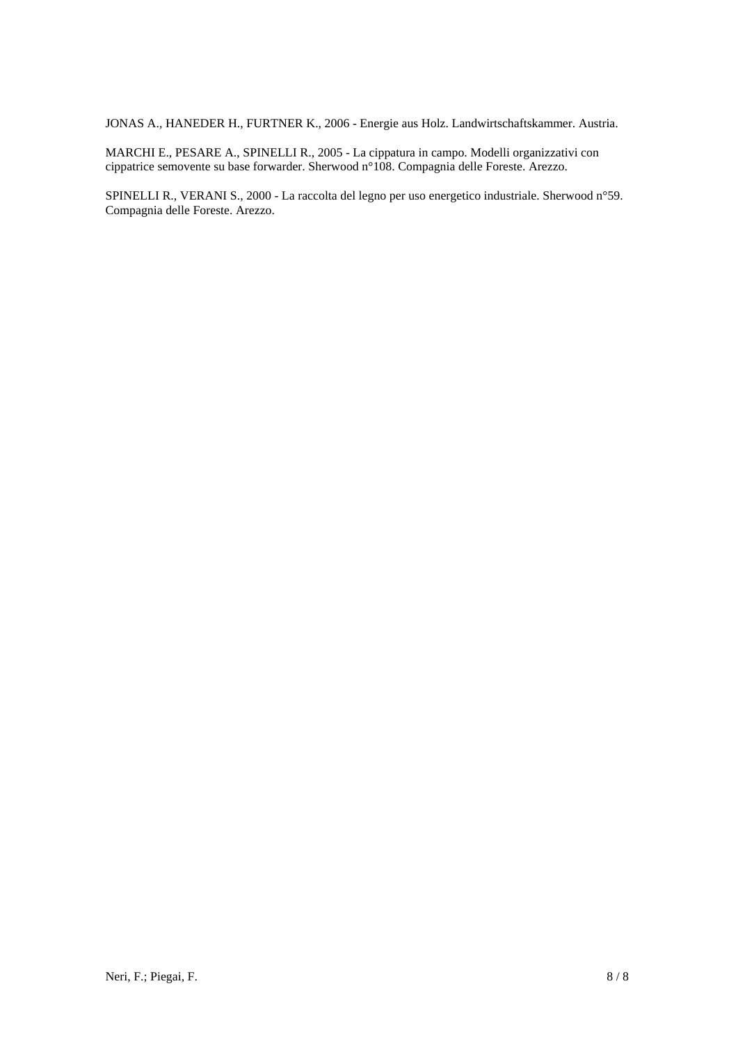JONAS A., HANEDER H., FURTNER K., 2006 - Energie aus Holz. Landwirtschaftskammer. Austria.

MARCHI E., PESARE A., SPINELLI R., 2005 - La cippatura in campo. Modelli organizzativi con cippatrice semovente su base forwarder. Sherwood n°108. Compagnia delle Foreste. Arezzo.

SPINELLI R., VERANI S., 2000 - La raccolta del legno per uso energetico industriale. Sherwood n°59. Compagnia delle Foreste. Arezzo.